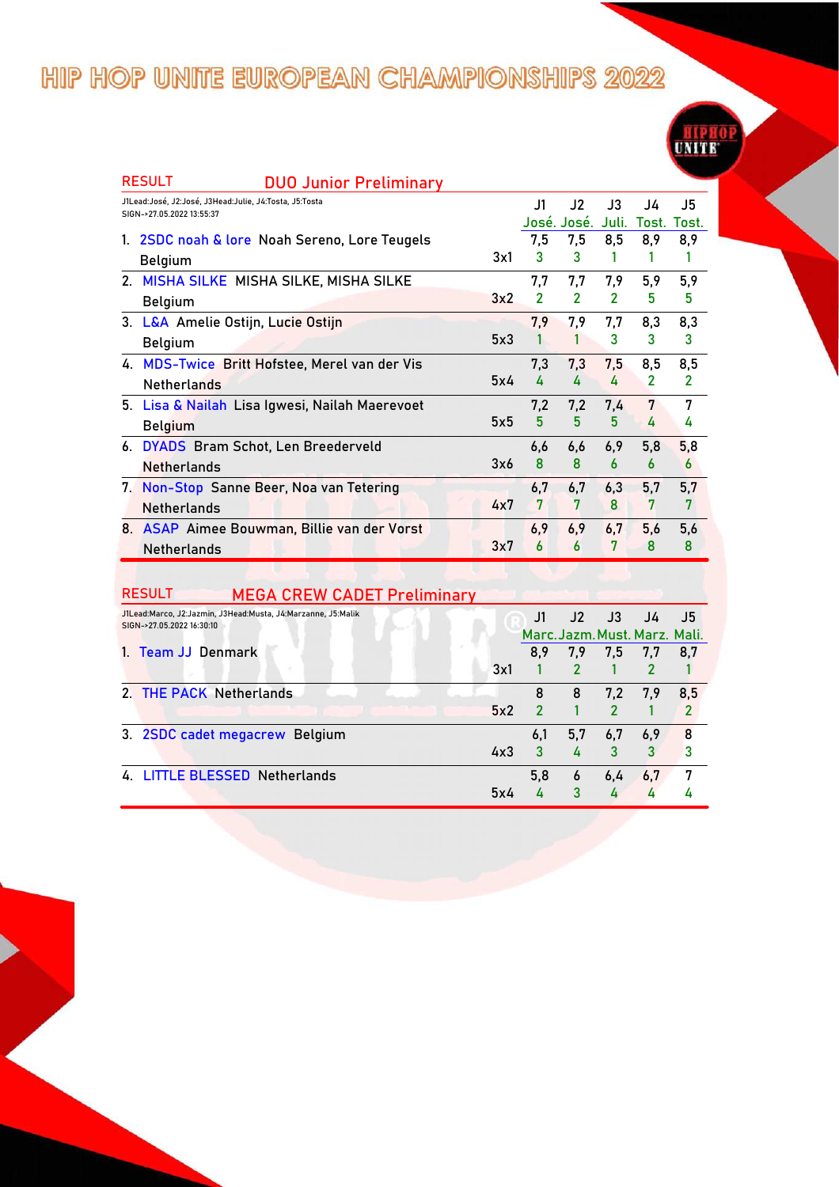# HIP HOP UNITE EUROPEAN CHAMPIONSHIPS 2022

## RESULT — DUO Junior Preliminary

J1Lead:José, J2:José, J3Head:Julie, J4:Tosta, J5:Tosta
SIGN-->27.05.2022 13:55:37

| # | Team | | J1 José. | J2 José. | J3 Juli. | J4 Tost. | J5 Tost. |
|---|---|---|---|---|---|---|---|
| 1. | 2SDC noah & lore Noah Sereno, Lore Teugels, Belgium | 3x1 | 7,5 / 3 | 7,5 / 3 | 8,5 / 1 | 8,9 / 1 | 8,9 / 1 |
| 2. | MISHA SILKE MISHA SILKE, MISHA SILKE, Belgium | 3x2 | 7,7 / 2 | 7,7 / 2 | 7,9 / 2 | 5,9 / 5 | 5,9 / 5 |
| 3. | L&A Amelie Ostijn, Lucie Ostijn, Belgium | 5x3 | 7,9 / 1 | 7,9 / 1 | 7,7 / 3 | 8,3 / 3 | 8,3 / 3 |
| 4. | MDS-Twice Britt Hofstee, Merel van der Vis, Netherlands | 5x4 | 7,3 / 4 | 7,3 / 4 | 7,5 / 4 | 8,5 / 2 | 8,5 / 2 |
| 5. | Lisa & Nailah Lisa Igwesi, Nailah Maerevoet, Belgium | 5x5 | 7,2 / 5 | 7,2 / 5 | 7,4 / 5 | 7 / 4 | 7 / 4 |
| 6. | DYADS Bram Schot, Len Breederveld, Netherlands | 3x6 | 6,6 / 8 | 6,6 / 8 | 6,9 / 6 | 5,8 / 6 | 5,8 / 6 |
| 7. | Non-Stop Sanne Beer, Noa van Tetering, Netherlands | 4x7 | 6,7 / 7 | 6,7 / 7 | 6,3 / 8 | 5,7 / 7 | 5,7 / 7 |
| 8. | ASAP Aimee Bouwman, Billie van der Vorst, Netherlands | 3x7 | 6,9 / 6 | 6,9 / 6 | 6,7 / 7 | 5,6 / 8 | 5,6 / 8 |

## RESULT — MEGA CREW CADET Preliminary

J1Lead:Marco, J2:Jazmin, J3Head:Musta, J4:Marzanne, J5:Malik
SIGN-->27.05.2022 16:30:10

| # | Team | | J1 Marc. | J2 Jazm. | J3 Must. | J4 Marz. | J5 Mali. |
|---|---|---|---|---|---|---|---|
| 1. | Team JJ Denmark | 3x1 | 8,9 / 1 | 7,9 / 2 | 7,5 / 1 | 7,7 / 2 | 8,7 / 1 |
| 2. | THE PACK Netherlands | 5x2 | 8 / 2 | 8 / 1 | 7,2 / 2 | 7,9 / 1 | 8,5 / 2 |
| 3. | 2SDC cadet megacrew Belgium | 4x3 | 6,1 / 3 | 5,7 / 4 | 6,7 / 3 | 6,9 / 3 | 8 / 3 |
| 4. | LITTLE BLESSED Netherlands | 5x4 | 5,8 / 4 | 6 / 3 | 6,4 / 4 | 6,7 / 4 | 7 / 4 |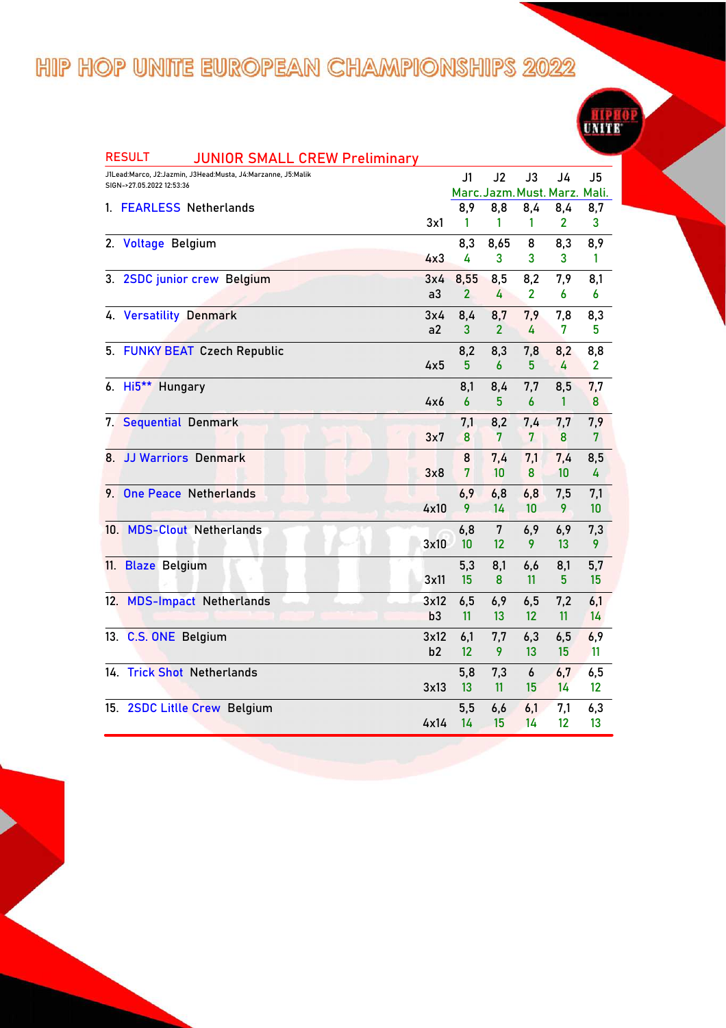# HIP HOP UNITE EUROPEAN CHAMPIONSHIPS 2022

## RESULT JUNIOR SMALL CREW Preliminary

J1Lead:Marco, J2:Jazmin, J3Head:Musta, J4:Marzanne, J5:Malik
SIGN->27.05.2022 12:53:36

| | | | J1 Marc. | J2 Jazm. | J3 Must. | J4 Marz. | J5 Mali. |
|---|---|---|---|---|---|---|---|
| 1. | FEARLESS Netherlands | 3x1 | 8,9<br>1 | 8,8<br>1 | 8,4<br>1 | 8,4<br>2 | 8,7<br>3 |
| 2. | Voltage Belgium | 4x3 | 8,3<br>4 | 8,65<br>3 | 8<br>3 | 8,3<br>3 | 8,9<br>1 |
| 3. | 2SDC junior crew Belgium | 3x4<br>a3 | 8,55<br>2 | 8,5<br>4 | 8,2<br>2 | 7,9<br>6 | 8,1<br>6 |
| 4. | Versatility Denmark | 3x4<br>a2 | 8,4<br>3 | 8,7<br>2 | 7,9<br>4 | 7,8<br>7 | 8,3<br>5 |
| 5. | FUNKY BEAT Czech Republic | 4x5 | 8,2<br>5 | 8,3<br>6 | 7,8<br>5 | 8,2<br>4 | 8,8<br>2 |
| 6. | Hi5** Hungary | 4x6 | 8,1<br>6 | 8,4<br>5 | 7,7<br>6 | 8,5<br>1 | 7,7<br>8 |
| 7. | Sequential Denmark | 3x7 | 7,1<br>8 | 8,2<br>7 | 7,4<br>7 | 7,7<br>8 | 7,9<br>7 |
| 8. | JJ Warriors Denmark | 3x8 | 8<br>7 | 7,4<br>10 | 7,1<br>8 | 7,4<br>10 | 8,5<br>4 |
| 9. | One Peace Netherlands | 4x10 | 6,9<br>9 | 6,8<br>14 | 6,8<br>10 | 7,5<br>9 | 7,1<br>10 |
| 10. | MDS-Clout Netherlands | 3x10 | 6,8<br>10 | 7<br>12 | 6,9<br>9 | 6,9<br>13 | 7,3<br>9 |
| 11. | Blaze Belgium | 3x11 | 5,3<br>15 | 8,1<br>8 | 6,6<br>11 | 8,1<br>5 | 5,7<br>15 |
| 12. | MDS-Impact Netherlands | 3x12<br>b3 | 6,5<br>11 | 6,9<br>13 | 6,5<br>12 | 7,2<br>11 | 6,1<br>14 |
| 13. | C.S. ONE Belgium | 3x12<br>b2 | 6,1<br>12 | 7,7<br>9 | 6,3<br>13 | 6,5<br>15 | 6,9<br>11 |
| 14. | Trick Shot Netherlands | 3x13 | 5,8<br>13 | 7,3<br>11 | 6<br>15 | 6,7<br>14 | 6,5<br>12 |
| 15. | 2SDC Litlle Crew Belgium | 4x14 | 5,5<br>14 | 6,6<br>15 | 6,1<br>14 | 7,1<br>12 | 6,3<br>13 |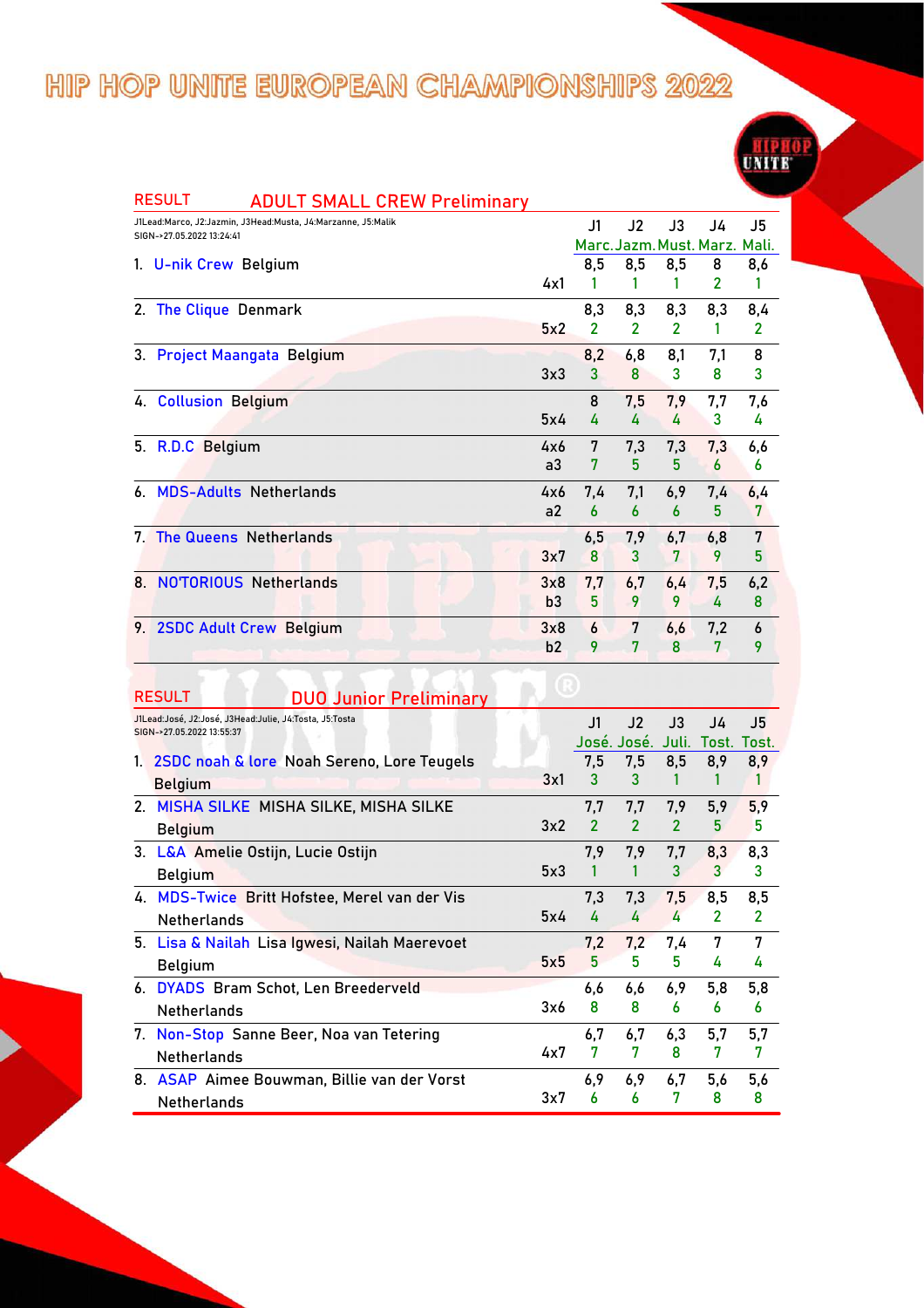# HIP HOP UNITE EUROPEAN CHAMPIONSHIPS 2022

## RESULT ADULT SMALL CREW Preliminary

J1Lead:Marco, J2:Jazmin, J3Head:Musta, J4:Marzanne, J5:Malik
SIGN->27.05.2022 13:24:41

| Rank | Crew | Country | | J1 Marc. | J2 Jazm. | J3 Must. | J4 Marz. | J5 Mali. |
|---|---|---|---|---|---|---|---|---|
| 1. | U-nik Crew | Belgium | 4x1 | 8,5 / 1 | 8,5 / 1 | 8,5 / 1 | 8 / 2 | 8,6 / 1 |
| 2. | The Clique | Denmark | 5x2 | 8,3 / 2 | 8,3 / 2 | 8,3 / 2 | 8,3 / 1 | 8,4 / 2 |
| 3. | Project Maangata | Belgium | 3x3 | 8,2 / 3 | 6,8 / 8 | 8,1 / 3 | 7,1 / 8 | 8 / 3 |
| 4. | Collusion | Belgium | 5x4 | 8 / 4 | 7,5 / 4 | 7,9 / 4 | 7,7 / 3 | 7,6 / 4 |
| 5. | R.D.C | Belgium | 4x6 a3 | 7 / 7 | 7,3 / 5 | 7,3 / 5 | 7,3 / 6 | 6,6 / 6 |
| 6. | MDS-Adults | Netherlands | 4x6 a2 | 7,4 / 6 | 7,1 / 6 | 6,9 / 6 | 7,4 / 5 | 6,4 / 7 |
| 7. | The Queens | Netherlands | 3x7 | 6,5 / 8 | 7,9 / 3 | 6,7 / 7 | 6,8 / 9 | 7 / 5 |
| 8. | NO'TORIOUS | Netherlands | 3x8 b3 | 7,7 / 5 | 6,7 / 9 | 6,4 / 9 | 7,5 / 4 | 6,2 / 8 |
| 9. | 2SDC Adult Crew | Belgium | 3x8 b2 | 6 / 9 | 7 / 7 | 6,6 / 8 | 7,2 / 7 | 6 / 9 |

## RESULT DUO Junior Preliminary

J1Lead:José, J2:José, J3Head:Julie, J4:Tosta, J5:Tosta
SIGN->27.05.2022 13:55:37

| Rank | Duo | Members | Country | | J1 José. | J2 José. | J3 Juli. | J4 Tost. | J5 Tost. |
|---|---|---|---|---|---|---|---|---|---|
| 1. | 2SDC noah & lore | Noah Sereno, Lore Teugels | Belgium | 3x1 | 7,5 / 3 | 7,5 / 3 | 8,5 / 1 | 8,9 / 1 | 8,9 / 1 |
| 2. | MISHA SILKE | MISHA SILKE, MISHA SILKE | Belgium | 3x2 | 7,7 / 2 | 7,7 / 2 | 7,9 / 2 | 5,9 / 5 | 5,9 / 5 |
| 3. | L&A | Amelie Ostijn, Lucie Ostijn | Belgium | 5x3 | 7,9 / 1 | 7,9 / 1 | 7,7 / 3 | 8,3 / 3 | 8,3 / 3 |
| 4. | MDS-Twice | Britt Hofstee, Merel van der Vis | Netherlands | 5x4 | 7,3 / 4 | 7,3 / 4 | 7,5 / 4 | 8,5 / 2 | 8,5 / 2 |
| 5. | Lisa & Nailah | Lisa Igwesi, Nailah Maerevoet | Belgium | 5x5 | 7,2 / 5 | 7,2 / 5 | 7,4 / 5 | 7 / 4 | 7 / 4 |
| 6. | DYADS | Bram Schot, Len Breederveld | Netherlands | 3x6 | 6,6 / 8 | 6,6 / 8 | 6,9 / 6 | 5,8 / 6 | 5,8 / 6 |
| 7. | Non-Stop | Sanne Beer, Noa van Tetering | Netherlands | 4x7 | 6,7 / 7 | 6,7 / 7 | 6,3 / 8 | 5,7 / 7 | 5,7 / 7 |
| 8. | ASAP | Aimee Bouwman, Billie van der Vorst | Netherlands | 3x7 | 6,9 / 6 | 6,9 / 6 | 6,7 / 7 | 5,6 / 8 | 5,6 / 8 |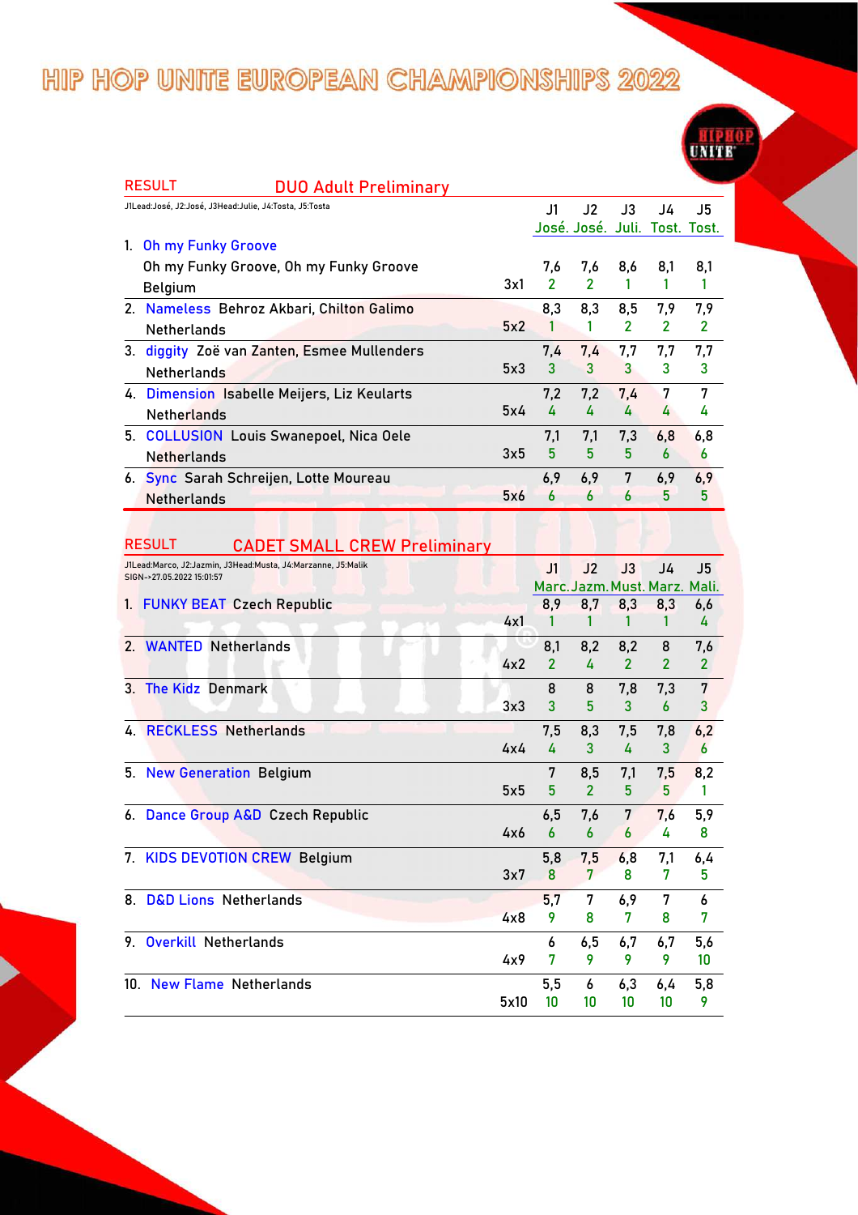# HIP HOP UNITE EUROPEAN CHAMPIONSHIPS 2022

## RESULT DUO Adult Preliminary

J1Lead:José, J2:José, J3Head:Julie, J4:Tosta, J5:Tosta

| # | Team | Members / Country | | J1 José. | J2 José. | J3 Juli. | J4 Tost. | J5 Tost. |
|---|---|---|---|---|---|---|---|---|
| 1. | Oh my Funky Groove | Oh my Funky Groove, Oh my Funky Groove, Belgium | 3x1 | 7,6 / 2 | 7,6 / 2 | 8,6 / 1 | 8,1 / 1 | 8,1 / 1 |
| 2. | Nameless | Behroz Akbari, Chilton Galimo, Netherlands | 5x2 | 8,3 / 1 | 8,3 / 1 | 8,5 / 2 | 7,9 / 2 | 7,9 / 2 |
| 3. | diggity | Zoë van Zanten, Esmee Mullenders, Netherlands | 5x3 | 7,4 / 3 | 7,4 / 3 | 7,7 / 3 | 7,7 / 3 | 7,7 / 3 |
| 4. | Dimension | Isabelle Meijers, Liz Keularts, Netherlands | 5x4 | 7,2 / 4 | 7,2 / 4 | 7,4 / 4 | 7 / 4 | 7 / 4 |
| 5. | COLLUSION | Louis Swanepoel, Nica Oele, Netherlands | 3x5 | 7,1 / 5 | 7,1 / 5 | 7,3 / 5 | 6,8 / 6 | 6,8 / 6 |
| 6. | Sync | Sarah Schreijen, Lotte Moureau, Netherlands | 5x6 | 6,9 / 6 | 6,9 / 6 | 7 / 6 | 6,9 / 5 | 6,9 / 5 |

## RESULT CADET SMALL CREW Preliminary

J1Lead:Marco, J2:Jazmin, J3Head:Musta, J4:Marzanne, J5:Malik
SIGN->27.05.2022 15:01:57

| # | Team | Country | | J1 Marc. | J2 Jazm. | J3 Must. | J4 Marz. | J5 Mali. |
|---|---|---|---|---|---|---|---|---|
| 1. | FUNKY BEAT | Czech Republic | 4x1 | 8,9 / 1 | 8,7 / 1 | 8,3 / 1 | 8,3 / 1 | 6,6 / 4 |
| 2. | WANTED | Netherlands | 4x2 | 8,1 / 2 | 8,2 / 4 | 8,2 / 2 | 8 / 2 | 7,6 / 2 |
| 3. | The Kidz | Denmark | 3x3 | 8 / 3 | 8 / 5 | 7,8 / 3 | 7,3 / 6 | 7 / 3 |
| 4. | RECKLESS | Netherlands | 4x4 | 7,5 / 4 | 8,3 / 3 | 7,5 / 4 | 7,8 / 3 | 6,2 / 6 |
| 5. | New Generation | Belgium | 5x5 | 7 / 5 | 8,5 / 2 | 7,1 / 5 | 7,5 / 5 | 8,2 / 1 |
| 6. | Dance Group A&D | Czech Republic | 4x6 | 6,5 / 6 | 7,6 / 6 | 7 / 6 | 7,6 / 4 | 5,9 / 8 |
| 7. | KIDS DEVOTION CREW | Belgium | 3x7 | 5,8 / 8 | 7,5 / 7 | 6,8 / 8 | 7,1 / 7 | 6,4 / 5 |
| 8. | D&D Lions | Netherlands | 4x8 | 5,7 / 9 | 7 / 8 | 6,9 / 7 | 7 / 8 | 6 / 7 |
| 9. | Overkill | Netherlands | 4x9 | 6 / 7 | 6,5 / 9 | 6,7 / 9 | 6,7 / 9 | 5,6 / 10 |
| 10. | New Flame | Netherlands | 5x10 | 5,5 / 10 | 6 / 10 | 6,3 / 10 | 6,4 / 10 | 5,8 / 9 |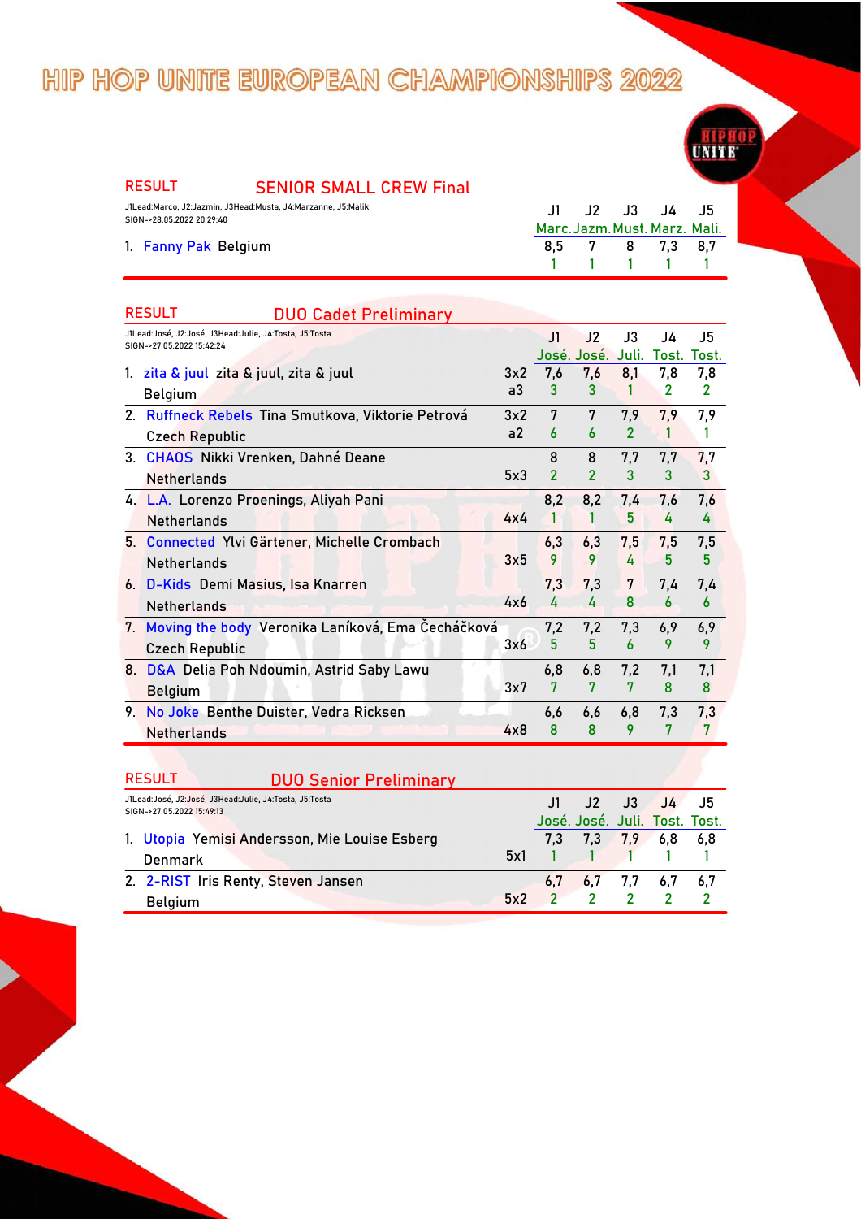# HIP HOP UNITE EUROPEAN CHAMPIONSHIPS 2022

## RESULT — SENIOR SMALL CREW Final

J1Lead:Marco, J2:Jazmin, J3Head:Musta, J4:Marzanne, J5:Malik
SIGN-->28.05.2022 20:29:40

| | | J1 Marc. | J2 Jazm. | J3 Must. | J4 Marz. | J5 Mali. |
|---|---|---|---|---|---|---|
| 1. Fanny Pak Belgium | | 8,5 / 1 | 7 / 1 | 8 / 1 | 7,3 / 1 | 8,7 / 1 |

## RESULT — DUO Cadet Preliminary

J1Lead:José, J2:José, J3Head:Julie, J4:Tosta, J5:Tosta
SIGN-->27.05.2022 15:42:24

| | | J1 José. | J2 José. | J3 Juli. | J4 Tost. | J5 Tost. |
|---|---|---|---|---|---|---|
| 1. zita & juul zita & juul, zita & juul, Belgium | 3x2 a3 | 7,6 / 3 | 7,6 / 3 | 8,1 / 1 | 7,8 / 2 | 7,8 / 2 |
| 2. Ruffneck Rebels Tina Smutkova, Viktorie Petrová, Czech Republic | 3x2 a2 | 7 / 6 | 7 / 6 | 7,9 / 2 | 7,9 / 1 | 7,9 / 1 |
| 3. CHAOS Nikki Vrenken, Dahné Deane, Netherlands | 5x3 | 8 / 2 | 8 / 2 | 7,7 / 3 | 7,7 / 3 | 7,7 / 3 |
| 4. L.A. Lorenzo Proenings, Aliyah Pani, Netherlands | 4x4 | 8,2 / 1 | 8,2 / 1 | 7,4 / 5 | 7,6 / 4 | 7,6 / 4 |
| 5. Connected Ylvi Gärtener, Michelle Crombach, Netherlands | 3x5 | 6,3 / 9 | 6,3 / 9 | 7,5 / 4 | 7,5 / 5 | 7,5 / 5 |
| 6. D-Kids Demi Masius, Isa Knarren, Netherlands | 4x6 | 7,3 / 4 | 7,3 / 4 | 7 / 8 | 7,4 / 6 | 7,4 / 6 |
| 7. Moving the body Veronika Laníková, Ema Čecháčková, Czech Republic | 3x6 | 7,2 / 5 | 7,2 / 5 | 7,3 / 6 | 6,9 / 9 | 6,9 / 9 |
| 8. D&A Delia Poh Ndoumin, Astrid Saby Lawu, Belgium | 3x7 | 6,8 / 7 | 6,8 / 7 | 7,2 / 7 | 7,1 / 8 | 7,1 / 8 |
| 9. No Joke Benthe Duister, Vedra Ricksen, Netherlands | 4x8 | 6,6 / 8 | 6,6 / 8 | 6,8 / 9 | 7,3 / 7 | 7,3 / 7 |

## RESULT — DUO Senior Preliminary

J1Lead:José, J2:José, J3Head:Julie, J4:Tosta, J5:Tosta
SIGN-->27.05.2022 15:49:13

| | | J1 José. | J2 José. | J3 Juli. | J4 Tost. | J5 Tost. |
|---|---|---|---|---|---|---|
| 1. Utopia Yemisi Andersson, Mie Louise Esberg, Denmark | 5x1 | 7,3 / 1 | 7,3 / 1 | 7,9 / 1 | 6,8 / 1 | 6,8 / 1 |
| 2. 2-RIST Iris Renty, Steven Jansen, Belgium | 5x2 | 6,7 / 2 | 6,7 / 2 | 7,7 / 2 | 6,7 / 2 | 6,7 / 2 |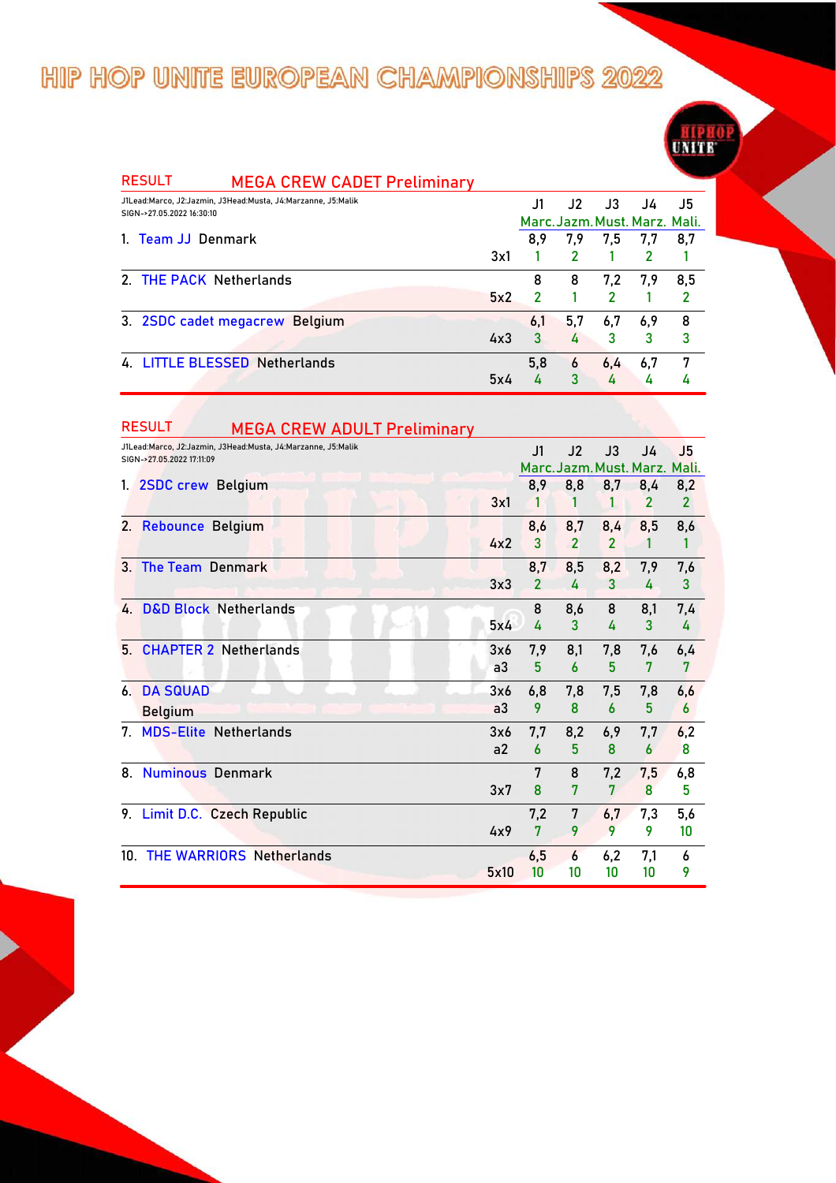# HIP HOP UNITE EUROPEAN CHAMPIONSHIPS 2022

## RESULT MEGA CREW CADET Preliminary

J1Lead:Marco, J2:Jazmin, J3Head:Musta, J4:Marzanne, J5:Malik
SIGN-->27.05.2022 16:30:10

| Rank | Crew | Country | | J1 Marc. | J2 Jazm. | J3 Must. | J4 Marz. | J5 Mali. |
|---|---|---|---|---|---|---|---|---|
| 1. | Team JJ | Denmark | | 8,9 | 7,9 | 7,5 | 7,7 | 8,7 |
| | | | 3x1 | 1 | 2 | 1 | 2 | 1 |
| 2. | THE PACK | Netherlands | | 8 | 8 | 7,2 | 7,9 | 8,5 |
| | | | 5x2 | 2 | 1 | 2 | 1 | 2 |
| 3. | 2SDC cadet megacrew | Belgium | | 6,1 | 5,7 | 6,7 | 6,9 | 8 |
| | | | 4x3 | 3 | 4 | 3 | 3 | 3 |
| 4. | LITTLE BLESSED | Netherlands | | 5,8 | 6 | 6,4 | 6,7 | 7 |
| | | | 5x4 | 4 | 3 | 4 | 4 | 4 |

## RESULT MEGA CREW ADULT Preliminary

J1Lead:Marco, J2:Jazmin, J3Head:Musta, J4:Marzanne, J5:Malik
SIGN-->27.05.2022 17:11:09

| Rank | Crew | Country | | J1 Marc. | J2 Jazm. | J3 Must. | J4 Marz. | J5 Mali. |
|---|---|---|---|---|---|---|---|---|
| 1. | 2SDC crew | Belgium | | 8,9 | 8,8 | 8,7 | 8,4 | 8,2 |
| | | | 3x1 | 1 | 1 | 1 | 2 | 2 |
| 2. | Rebounce | Belgium | | 8,6 | 8,7 | 8,4 | 8,5 | 8,6 |
| | | | 4x2 | 3 | 2 | 2 | 1 | 1 |
| 3. | The Team | Denmark | | 8,7 | 8,5 | 8,2 | 7,9 | 7,6 |
| | | | 3x3 | 2 | 4 | 3 | 4 | 3 |
| 4. | D&D Block | Netherlands | | 8 | 8,6 | 8 | 8,1 | 7,4 |
| | | | 5x4 | 4 | 3 | 4 | 3 | 4 |
| 5. | CHAPTER 2 | Netherlands | 3x6 | 7,9 | 8,1 | 7,8 | 7,6 | 6,4 |
| | | | a3 | 5 | 6 | 5 | 7 | 7 |
| 6. | DA SQUAD | Belgium | 3x6 | 6,8 | 7,8 | 7,5 | 7,8 | 6,6 |
| | | | a3 | 9 | 8 | 6 | 5 | 6 |
| 7. | MDS-Elite | Netherlands | 3x6 | 7,7 | 8,2 | 6,9 | 7,7 | 6,2 |
| | | | a2 | 6 | 5 | 8 | 6 | 8 |
| 8. | Numinous | Denmark | | 7 | 8 | 7,2 | 7,5 | 6,8 |
| | | | 3x7 | 8 | 7 | 7 | 8 | 5 |
| 9. | Limit D.C. | Czech Republic | | 7,2 | 7 | 6,7 | 7,3 | 5,6 |
| | | | 4x9 | 7 | 9 | 9 | 9 | 10 |
| 10. | THE WARRIORS | Netherlands | | 6,5 | 6 | 6,2 | 7,1 | 6 |
| | | | 5x10 | 10 | 10 | 10 | 10 | 9 |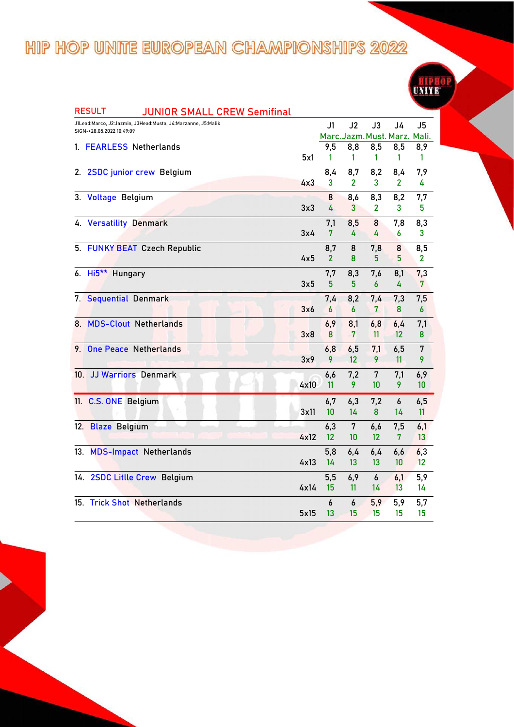# HIP HOP UNITE EUROPEAN CHAMPIONSHIPS 2022

## RESULT JUNIOR SMALL CREW Semifinal

J1Lead:Marco, J2:Jazmin, J3Head:Musta, J4:Marzanne, J5:Malik
SIGN-->28.05.2022 10:49:09

| Rank | Crew | Country | | J1 Marc. | J2 Jazm. | J3 Must. | J4 Marz. | J5 Mali. |
|---|---|---|---|---|---|---|---|---|
| 1. | FEARLESS | Netherlands | 5x1 | 9,5 / 1 | 8,8 / 1 | 8,5 / 1 | 8,5 / 1 | 8,9 / 1 |
| 2. | 2SDC junior crew | Belgium | 4x3 | 8,4 / 3 | 8,7 / 2 | 8,2 / 3 | 8,4 / 2 | 7,9 / 4 |
| 3. | Voltage | Belgium | 3x3 | 8 / 4 | 8,6 / 3 | 8,3 / 2 | 8,2 / 3 | 7,7 / 5 |
| 4. | Versatility | Denmark | 3x4 | 7,1 / 7 | 8,5 / 4 | 8 / 4 | 7,8 / 6 | 8,3 / 3 |
| 5. | FUNKY BEAT | Czech Republic | 4x5 | 8,7 / 2 | 8 / 8 | 7,8 / 5 | 8 / 5 | 8,5 / 2 |
| 6. | Hi5** | Hungary | 3x5 | 7,7 / 5 | 8,3 / 5 | 7,6 / 6 | 8,1 / 4 | 7,3 / 7 |
| 7. | Sequential | Denmark | 3x6 | 7,4 / 6 | 8,2 / 6 | 7,4 / 7 | 7,3 / 8 | 7,5 / 6 |
| 8. | MDS-Clout | Netherlands | 3x8 | 6,9 / 8 | 8,1 / 7 | 6,8 / 11 | 6,4 / 12 | 7,1 / 8 |
| 9. | One Peace | Netherlands | 3x9 | 6,8 / 9 | 6,5 / 12 | 7,1 / 9 | 6,5 / 11 | 7 / 9 |
| 10. | JJ Warriors | Denmark | 4x10 | 6,6 / 11 | 7,2 / 9 | 7 / 10 | 7,1 / 9 | 6,9 / 10 |
| 11. | C.S. ONE | Belgium | 3x11 | 6,7 / 10 | 6,3 / 14 | 7,2 / 8 | 6 / 14 | 6,5 / 11 |
| 12. | Blaze | Belgium | 4x12 | 6,3 / 12 | 7 / 10 | 6,6 / 12 | 7,5 / 7 | 6,1 / 13 |
| 13. | MDS-Impact | Netherlands | 4x13 | 5,8 / 14 | 6,4 / 13 | 6,4 / 13 | 6,6 / 10 | 6,3 / 12 |
| 14. | 2SDC Litlle Crew | Belgium | 4x14 | 5,5 / 15 | 6,9 / 11 | 6 / 14 | 6,1 / 13 | 5,9 / 14 |
| 15. | Trick Shot | Netherlands | 5x15 | 6 / 13 | 6 / 15 | 5,9 / 15 | 5,9 / 15 | 5,7 / 15 |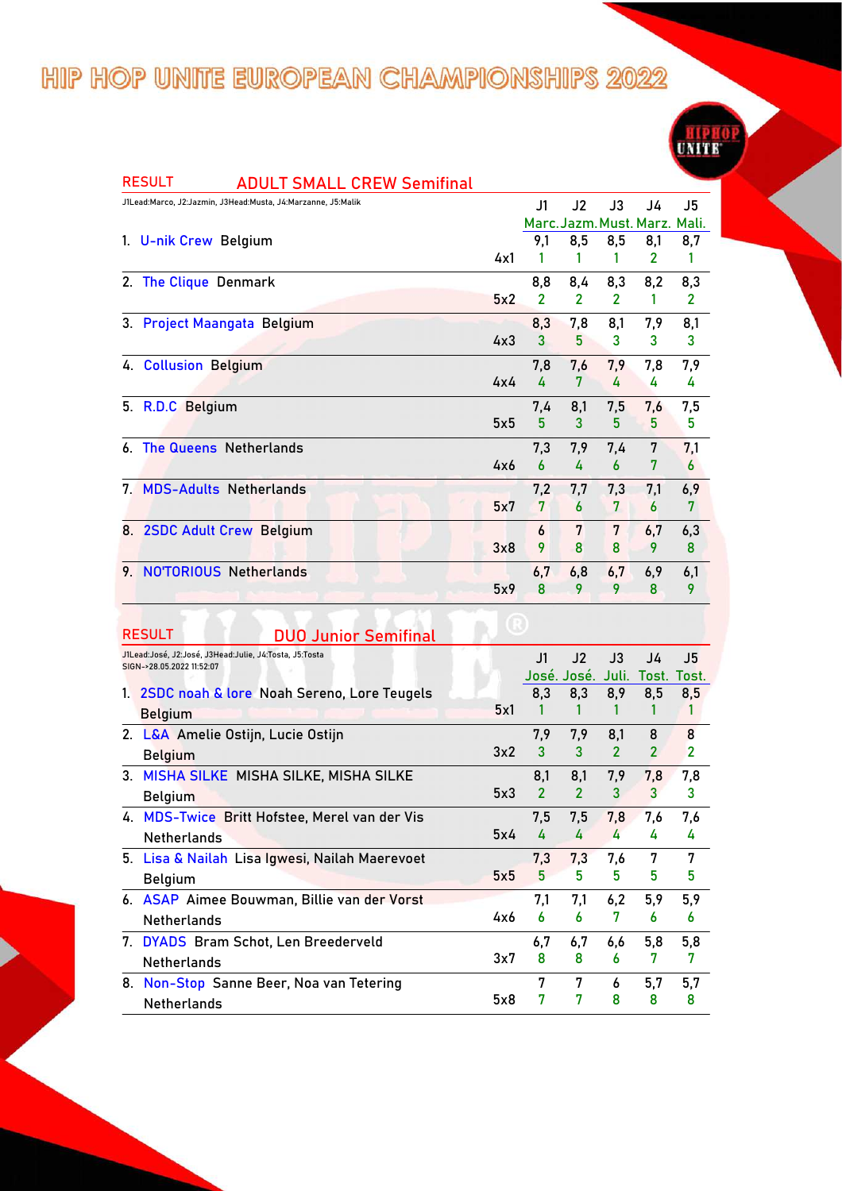# HIP HOP UNITE EUROPEAN CHAMPIONSHIPS 2022

## RESULT ADULT SMALL CREW Semifinal

J1Lead:Marco, J2:Jazmin, J3Head:Musta, J4:Marzanne, J5:Malik

| | | J1 Marc. | J2 Jazm. | J3 Must. | J4 Marz. | J5 Mali. |
|---|---|---|---|---|---|---|
| 1. U-nik Crew Belgium | 4x1 | 9,1 / 1 | 8,5 / 1 | 8,5 / 1 | 8,1 / 2 | 8,7 / 1 |
| 2. The Clique Denmark | 5x2 | 8,8 / 2 | 8,4 / 2 | 8,3 / 2 | 8,2 / 1 | 8,3 / 2 |
| 3. Project Maangata Belgium | 4x3 | 8,3 / 3 | 7,8 / 5 | 8,1 / 3 | 7,9 / 3 | 8,1 / 3 |
| 4. Collusion Belgium | 4x4 | 7,8 / 4 | 7,6 / 7 | 7,9 / 4 | 7,8 / 4 | 7,9 / 4 |
| 5. R.D.C Belgium | 5x5 | 7,4 / 5 | 8,1 / 3 | 7,5 / 5 | 7,6 / 5 | 7,5 / 5 |
| 6. The Queens Netherlands | 4x6 | 7,3 / 6 | 7,9 / 4 | 7,4 / 6 | 7 / 7 | 7,1 / 6 |
| 7. MDS-Adults Netherlands | 5x7 | 7,2 / 7 | 7,7 / 6 | 7,3 / 7 | 7,1 / 6 | 6,9 / 7 |
| 8. 2SDC Adult Crew Belgium | 3x8 | 6 / 9 | 7 / 8 | 7 / 8 | 6,7 / 9 | 6,3 / 8 |
| 9. NO'TORIOUS Netherlands | 5x9 | 6,7 / 8 | 6,8 / 9 | 6,7 / 9 | 6,9 / 8 | 6,1 / 9 |

## RESULT DUO Junior Semifinal

J1Lead:José, J2:José, J3Head:Julie, J4:Tosta, J5:Tosta
SIGN->28.05.2022 11:52:07

| | | J1 José. | J2 José. | J3 Juli. | J4 Tost. | J5 Tost. |
|---|---|---|---|---|---|---|
| 1. 2SDC noah & lore Noah Sereno, Lore Teugels Belgium | 5x1 | 8,3 / 1 | 8,3 / 1 | 8,9 / 1 | 8,5 / 1 | 8,5 / 1 |
| 2. L&A Amelie Ostijn, Lucie Ostijn Belgium | 3x2 | 7,9 / 3 | 7,9 / 3 | 8,1 / 2 | 8 / 2 | 8 / 2 |
| 3. MISHA SILKE MISHA SILKE, MISHA SILKE Belgium | 5x3 | 8,1 / 2 | 8,1 / 2 | 7,9 / 3 | 7,8 / 3 | 7,8 / 3 |
| 4. MDS-Twice Britt Hofstee, Merel van der Vis Netherlands | 5x4 | 7,5 / 4 | 7,5 / 4 | 7,8 / 4 | 7,6 / 4 | 7,6 / 4 |
| 5. Lisa & Nailah Lisa Igwesi, Nailah Maerevoet Belgium | 5x5 | 7,3 / 5 | 7,3 / 5 | 7,6 / 5 | 7 / 5 | 7 / 5 |
| 6. ASAP Aimee Bouwman, Billie van der Vorst Netherlands | 4x6 | 7,1 / 6 | 7,1 / 6 | 6,2 / 7 | 5,9 / 6 | 5,9 / 6 |
| 7. DYADS Bram Schot, Len Breederveld Netherlands | 3x7 | 6,7 / 8 | 6,7 / 8 | 6,6 / 6 | 5,8 / 7 | 5,8 / 7 |
| 8. Non-Stop Sanne Beer, Noa van Tetering Netherlands | 5x8 | 7 / 7 | 7 / 7 | 6 / 8 | 5,7 / 8 | 5,7 / 8 |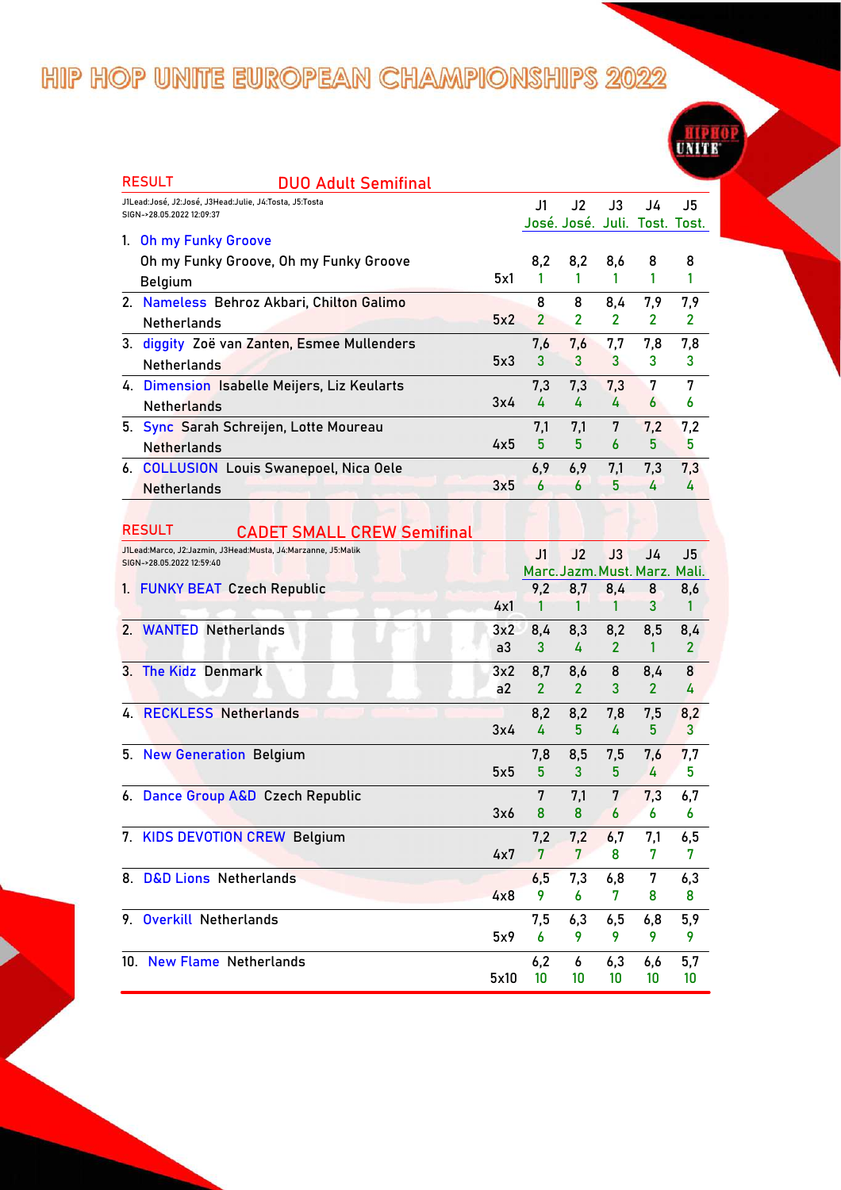# HIP HOP UNITE EUROPEAN CHAMPIONSHIPS 2022

## RESULT — DUO Adult Semifinal

J1Lead:José, J2:José, J3Head:Julie, J4:Tosta, J5:Tosta
SIGN-->28.05.2022 12:09:37

| | | J1 José. | J2 José. | J3 Juli. | J4 Tost. | J5 Tost. |
|---|---|---|---|---|---|---|
| 1. Oh my Funky Groove — Oh my Funky Groove, Oh my Funky Groove — Belgium | 5x1 | 8,2 / 1 | 8,2 / 1 | 8,6 / 1 | 8 / 1 | 8 / 1 |
| 2. Nameless — Behroz Akbari, Chilton Galimo — Netherlands | 5x2 | 8 / 2 | 8 / 2 | 8,4 / 2 | 7,9 / 2 | 7,9 / 2 |
| 3. diggity — Zoë van Zanten, Esmee Mullenders — Netherlands | 5x3 | 7,6 / 3 | 7,6 / 3 | 7,7 / 3 | 7,8 / 3 | 7,8 / 3 |
| 4. Dimension — Isabelle Meijers, Liz Keularts — Netherlands | 3x4 | 7,3 / 4 | 7,3 / 4 | 7,3 / 4 | 7 / 6 | 7 / 6 |
| 5. Sync — Sarah Schreijen, Lotte Moureau — Netherlands | 4x5 | 7,1 / 5 | 7,1 / 5 | 7 / 6 | 7,2 / 5 | 7,2 / 5 |
| 6. COLLUSION — Louis Swanepoel, Nica Oele — Netherlands | 3x5 | 6,9 / 6 | 6,9 / 6 | 7,1 / 5 | 7,3 / 4 | 7,3 / 4 |

## RESULT — CADET SMALL CREW Semifinal

J1Lead:Marco, J2:Jazmin, J3Head:Musta, J4:Marzanne, J5:Malik
SIGN-->28.05.2022 12:59:40

| | | J1 Marc. | J2 Jazm. | J3 Must. | J4 Marz. | J5 Mali. |
|---|---|---|---|---|---|---|
| 1. FUNKY BEAT — Czech Republic | 4x1 | 9,2 / 1 | 8,7 / 1 | 8,4 / 1 | 8 / 3 | 8,6 / 1 |
| 2. WANTED — Netherlands | 3x2 a3 | 8,4 / 3 | 8,3 / 4 | 8,2 / 2 | 8,5 / 1 | 8,4 / 2 |
| 3. The Kidz — Denmark | 3x2 a2 | 8,7 / 2 | 8,6 / 2 | 8 / 3 | 8,4 / 2 | 8 / 4 |
| 4. RECKLESS — Netherlands | 3x4 | 8,2 / 4 | 8,2 / 5 | 7,8 / 4 | 7,5 / 5 | 8,2 / 3 |
| 5. New Generation — Belgium | 5x5 | 7,8 / 5 | 8,5 / 3 | 7,5 / 5 | 7,6 / 4 | 7,7 / 5 |
| 6. Dance Group A&D — Czech Republic | 3x6 | 7 / 8 | 7,1 / 8 | 7 / 6 | 7,3 / 6 | 6,7 / 6 |
| 7. KIDS DEVOTION CREW — Belgium | 4x7 | 7,2 / 7 | 7,2 / 7 | 6,7 / 8 | 7,1 / 7 | 6,5 / 7 |
| 8. D&D Lions — Netherlands | 4x8 | 6,5 / 9 | 7,3 / 6 | 6,8 / 7 | 7 / 8 | 6,3 / 8 |
| 9. Overkill — Netherlands | 5x9 | 7,5 / 6 | 6,3 / 9 | 6,5 / 9 | 6,8 / 9 | 5,9 / 9 |
| 10. New Flame — Netherlands | 5x10 | 6,2 / 10 | 6 / 10 | 6,3 / 10 | 6,6 / 10 | 5,7 / 10 |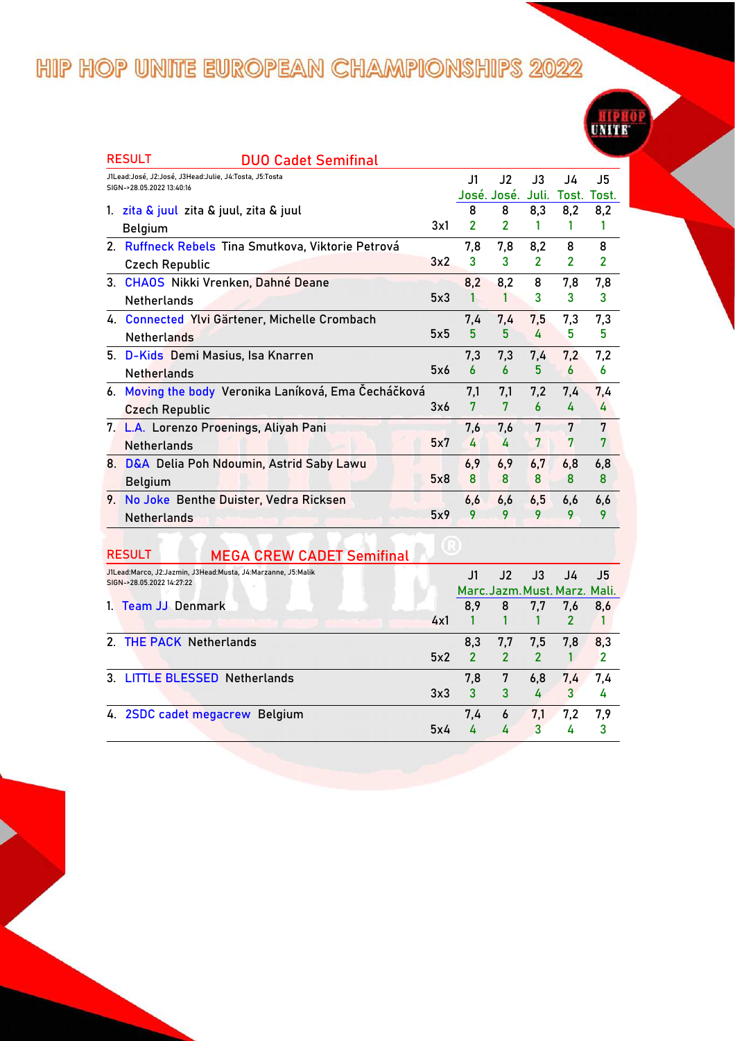# HIP HOP UNITE EUROPEAN CHAMPIONSHIPS 2022

## RESULT DUO Cadet Semifinal

J1Lead:José, J2:José, J3Head:Julie, J4:Tosta, J5:Tosta
SIGN-->28.05.2022 13:40:16

| | | | J1 José. | J2 José. | J3 Juli. | J4 Tost. | J5 Tost. |
|---|---|---|---|---|---|---|---|
| 1. | zita & juul zita & juul, zita & juul<br>Belgium | 3x1 | 8<br>2 | 8<br>2 | 8,3<br>1 | 8,2<br>1 | 8,2<br>1 |
| 2. | Ruffneck Rebels Tina Smutkova, Viktorie Petrová<br>Czech Republic | 3x2 | 7,8<br>3 | 7,8<br>3 | 8,2<br>2 | 8<br>2 | 8<br>2 |
| 3. | CHAOS Nikki Vrenken, Dahné Deane<br>Netherlands | 5x3 | 8,2<br>1 | 8,2<br>1 | 8<br>3 | 7,8<br>3 | 7,8<br>3 |
| 4. | Connected Ylvi Gärtener, Michelle Crombach<br>Netherlands | 5x5 | 7,4<br>5 | 7,4<br>5 | 7,5<br>4 | 7,3<br>5 | 7,3<br>5 |
| 5. | D-Kids Demi Masius, Isa Knarren<br>Netherlands | 5x6 | 7,3<br>6 | 7,3<br>6 | 7,4<br>5 | 7,2<br>6 | 7,2<br>6 |
| 6. | Moving the body Veronika Laníková, Ema Čecháčková<br>Czech Republic | 3x6 | 7,1<br>7 | 7,1<br>7 | 7,2<br>6 | 7,4<br>4 | 7,4<br>4 |
| 7. | L.A. Lorenzo Proenings, Aliyah Pani<br>Netherlands | 5x7 | 7,6<br>4 | 7,6<br>4 | 7<br>7 | 7<br>7 | 7<br>7 |
| 8. | D&A Delia Poh Ndoumin, Astrid Saby Lawu<br>Belgium | 5x8 | 6,9<br>8 | 6,9<br>8 | 6,7<br>8 | 6,8<br>8 | 6,8<br>8 |
| 9. | No Joke Benthe Duister, Vedra Ricksen<br>Netherlands | 5x9 | 6,6<br>9 | 6,6<br>9 | 6,5<br>9 | 6,6<br>9 | 6,6<br>9 |

## RESULT MEGA CREW CADET Semifinal

J1Lead:Marco, J2:Jazmin, J3Head:Musta, J4:Marzanne, J5:Malik
SIGN-->28.05.2022 14:27:22

| | | | J1 Marc. | J2 Jazm. | J3 Must. | J4 Marz. | J5 Mali. |
|---|---|---|---|---|---|---|---|
| 1. | Team JJ Denmark | 4x1 | 8,9<br>1 | 8<br>1 | 7,7<br>1 | 7,6<br>2 | 8,6<br>1 |
| 2. | THE PACK Netherlands | 5x2 | 8,3<br>2 | 7,7<br>2 | 7,5<br>2 | 7,8<br>1 | 8,3<br>2 |
| 3. | LITTLE BLESSED Netherlands | 3x3 | 7,8<br>3 | 7<br>3 | 6,8<br>4 | 7,4<br>3 | 7,4<br>4 |
| 4. | 2SDC cadet megacrew Belgium | 5x4 | 7,4<br>4 | 6<br>4 | 7,1<br>3 | 7,2<br>4 | 7,9<br>3 |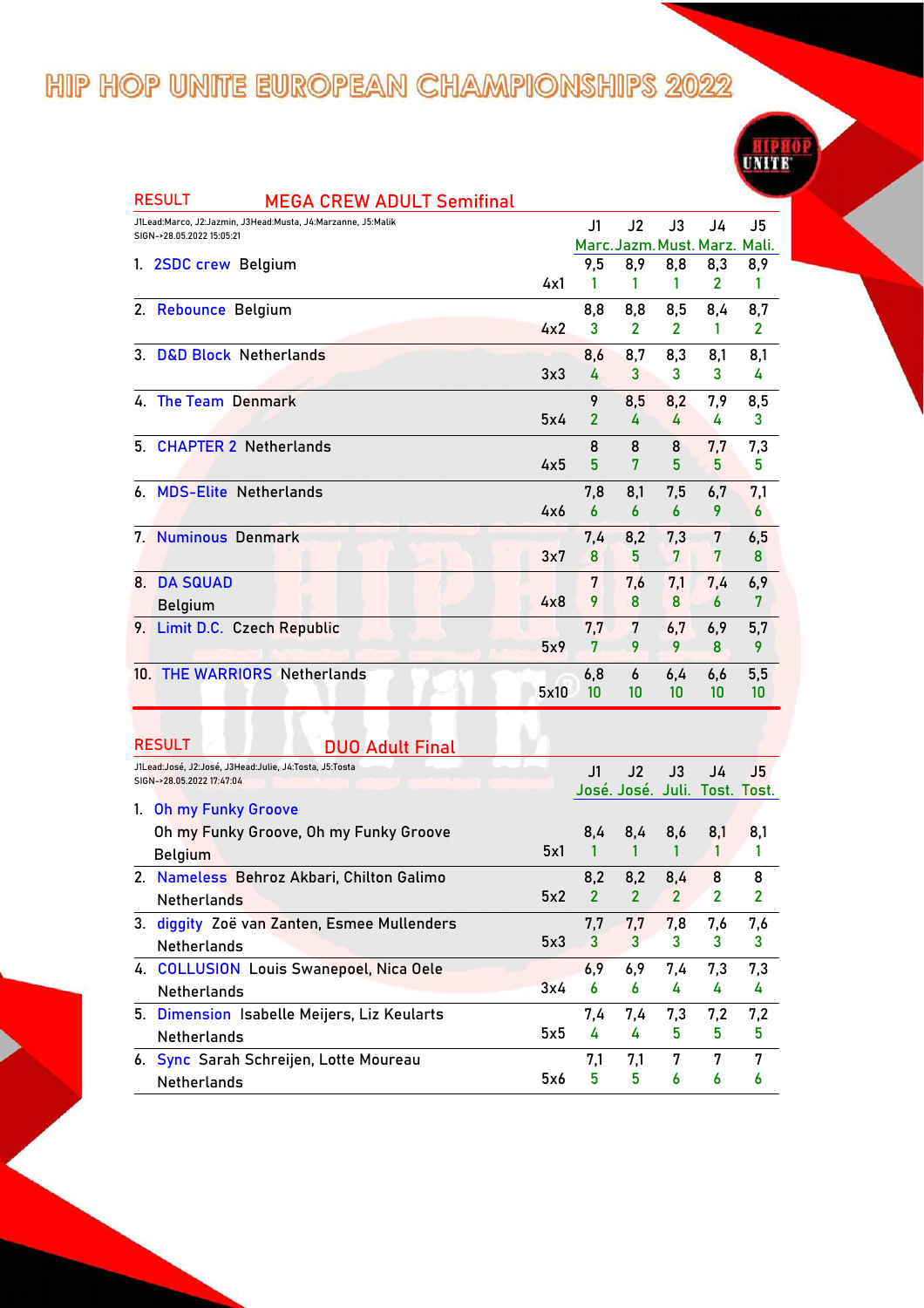# HIP HOP UNITE EUROPEAN CHAMPIONSHIPS 2022

## RESULT — MEGA CREW ADULT Semifinal

J1Lead:Marco, J2:Jazmin, J3Head:Musta, J4:Marzanne, J5:Malik
SIGN-->28.05.2022 15:05:21

| | | | J1 Marc. | J2 Jazm. | J3 Must. | J4 Marz. | J5 Mali. |
|---|---|---|---|---|---|---|---|
| 1. | 2SDC crew Belgium | 4x1 | 9,5 / 1 | 8,9 / 1 | 8,8 / 1 | 8,3 / 2 | 8,9 / 1 |
| 2. | Rebounce Belgium | 4x2 | 8,8 / 3 | 8,8 / 2 | 8,5 / 2 | 8,4 / 1 | 8,7 / 2 |
| 3. | D&D Block Netherlands | 3x3 | 8,6 / 4 | 8,7 / 3 | 8,3 / 3 | 8,1 / 3 | 8,1 / 4 |
| 4. | The Team Denmark | 5x4 | 9 / 2 | 8,5 / 4 | 8,2 / 4 | 7,9 / 4 | 8,5 / 3 |
| 5. | CHAPTER 2 Netherlands | 4x5 | 8 / 5 | 8 / 7 | 8 / 5 | 7,7 / 5 | 7,3 / 5 |
| 6. | MDS-Elite Netherlands | 4x6 | 7,8 / 6 | 8,1 / 6 | 7,5 / 6 | 6,7 / 9 | 7,1 / 6 |
| 7. | Numinous Denmark | 3x7 | 7,4 / 8 | 8,2 / 5 | 7,3 / 7 | 7 / 7 | 6,5 / 8 |
| 8. | DA SQUAD Belgium | 4x8 | 7 / 9 | 7,6 / 8 | 7,1 / 8 | 7,4 / 6 | 6,9 / 7 |
| 9. | Limit D.C. Czech Republic | 5x9 | 7,7 / 7 | 7 / 9 | 6,7 / 9 | 6,9 / 8 | 5,7 / 9 |
| 10. | THE WARRIORS Netherlands | 5x10 | 6,8 / 10 | 6 / 10 | 6,4 / 10 | 6,6 / 10 | 5,5 / 10 |

## RESULT — DUO Adult Final

J1Lead:José, J2:José, J3Head:Julie, J4:Tosta, J5:Tosta
SIGN-->28.05.2022 17:47:04

| | | | J1 José. | J2 José. | J3 Juli. | J4 Tost. | J5 Tost. |
|---|---|---|---|---|---|---|---|
| 1. | Oh my Funky Groove — Oh my Funky Groove, Oh my Funky Groove, Belgium | 5x1 | 8,4 / 1 | 8,4 / 1 | 8,6 / 1 | 8,1 / 1 | 8,1 / 1 |
| 2. | Nameless — Behroz Akbari, Chilton Galimo, Netherlands | 5x2 | 8,2 / 2 | 8,2 / 2 | 8,4 / 2 | 8 / 2 | 8 / 2 |
| 3. | diggity — Zoë van Zanten, Esmee Mullenders, Netherlands | 5x3 | 7,7 / 3 | 7,7 / 3 | 7,8 / 3 | 7,6 / 3 | 7,6 / 3 |
| 4. | COLLUSION — Louis Swanepoel, Nica Oele, Netherlands | 3x4 | 6,9 / 6 | 6,9 / 6 | 7,4 / 4 | 7,3 / 4 | 7,3 / 4 |
| 5. | Dimension — Isabelle Meijers, Liz Keularts, Netherlands | 5x5 | 7,4 / 4 | 7,4 / 4 | 7,3 / 5 | 7,2 / 5 | 7,2 / 5 |
| 6. | Sync — Sarah Schreijen, Lotte Moureau, Netherlands | 5x6 | 7,1 / 5 | 7,1 / 5 | 7 / 6 | 7 / 6 | 7 / 6 |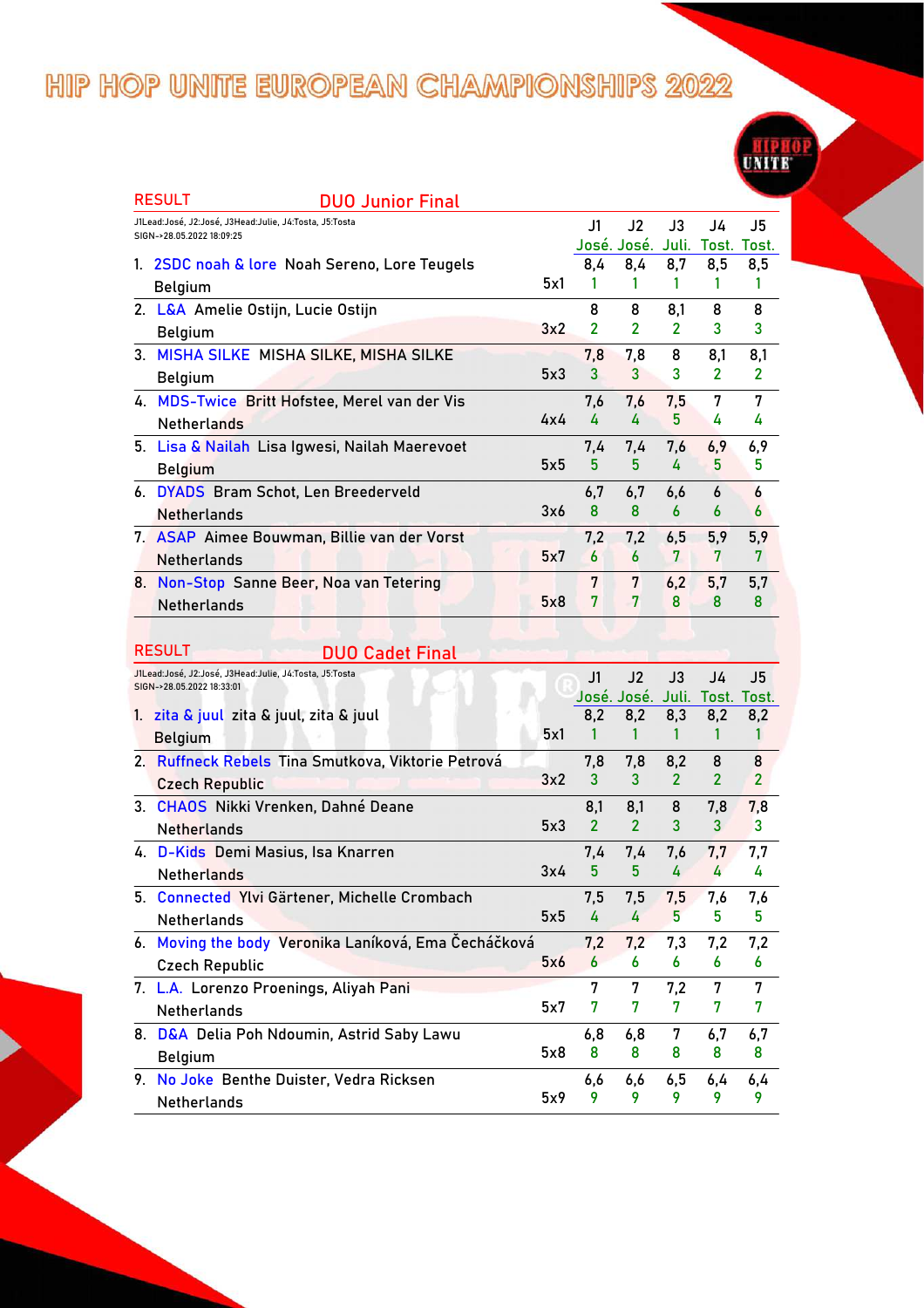# HIP HOP UNITE EUROPEAN CHAMPIONSHIPS 2022

## RESULT — DUO Junior Final

J1Lead:José, J2:José, J3Head:Julie, J4:Tosta, J5:Tosta
SIGN-->28.05.2022 18:09:25

| Rank | Team | Members | Country | | J1 José. | J2 José. | J3 Juli. | J4 Tost. | J5 Tost. |
|---|---|---|---|---|---|---|---|---|---|
| 1. | 2SDC noah & lore | Noah Sereno, Lore Teugels | Belgium | 5x1 | 8,4 / 1 | 8,4 / 1 | 8,7 / 1 | 8,5 / 1 | 8,5 / 1 |
| 2. | L&A | Amelie Ostijn, Lucie Ostijn | Belgium | 3x2 | 8 / 2 | 8 / 2 | 8,1 / 2 | 8 / 3 | 8 / 3 |
| 3. | MISHA SILKE | MISHA SILKE, MISHA SILKE | Belgium | 5x3 | 7,8 / 3 | 7,8 / 3 | 8 / 3 | 8,1 / 2 | 8,1 / 2 |
| 4. | MDS-Twice | Britt Hofstee, Merel van der Vis | Netherlands | 4x4 | 7,6 / 4 | 7,6 / 4 | 7,5 / 5 | 7 / 4 | 7 / 4 |
| 5. | Lisa & Nailah | Lisa Igwesi, Nailah Maerevoet | Belgium | 5x5 | 7,4 / 5 | 7,4 / 5 | 7,6 / 4 | 6,9 / 5 | 6,9 / 5 |
| 6. | DYADS | Bram Schot, Len Breederveld | Netherlands | 3x6 | 6,7 / 8 | 6,7 / 8 | 6,6 / 6 | 6 / 6 | 6 / 6 |
| 7. | ASAP | Aimee Bouwman, Billie van der Vorst | Netherlands | 5x7 | 7,2 / 6 | 7,2 / 6 | 6,5 / 7 | 5,9 / 7 | 5,9 / 7 |
| 8. | Non-Stop | Sanne Beer, Noa van Tetering | Netherlands | 5x8 | 7 / 7 | 7 / 7 | 6,2 / 8 | 5,7 / 8 | 5,7 / 8 |

## RESULT — DUO Cadet Final

J1Lead:José, J2:José, J3Head:Julie, J4:Tosta, J5:Tosta
SIGN-->28.05.2022 18:33:01

| Rank | Team | Members | Country | | J1 José. | J2 José. | J3 Juli. | J4 Tost. | J5 Tost. |
|---|---|---|---|---|---|---|---|---|---|
| 1. | zita & juul | zita & juul, zita & juul | Belgium | 5x1 | 8,2 / 1 | 8,2 / 1 | 8,3 / 1 | 8,2 / 1 | 8,2 / 1 |
| 2. | Ruffneck Rebels | Tina Smutkova, Viktorie Petrová | Czech Republic | 3x2 | 7,8 / 3 | 7,8 / 3 | 8,2 / 2 | 8 / 2 | 8 / 2 |
| 3. | CHAOS | Nikki Vrenken, Dahné Deane | Netherlands | 5x3 | 8,1 / 2 | 8,1 / 2 | 8 / 3 | 7,8 / 3 | 7,8 / 3 |
| 4. | D-Kids | Demi Masius, Isa Knarren | Netherlands | 3x4 | 7,4 / 5 | 7,4 / 5 | 7,6 / 4 | 7,7 / 4 | 7,7 / 4 |
| 5. | Connected | Ylvi Gärtener, Michelle Crombach | Netherlands | 5x5 | 7,5 / 4 | 7,5 / 4 | 7,5 / 5 | 7,6 / 5 | 7,6 / 5 |
| 6. | Moving the body | Veronika Laníková, Ema Čecháčková | Czech Republic | 5x6 | 7,2 / 6 | 7,2 / 6 | 7,3 / 6 | 7,2 / 6 | 7,2 / 6 |
| 7. | L.A. | Lorenzo Proenings, Aliyah Pani | Netherlands | 5x7 | 7 / 7 | 7 / 7 | 7,2 / 7 | 7 / 7 | 7 / 7 |
| 8. | D&A | Delia Poh Ndoumin, Astrid Saby Lawu | Belgium | 5x8 | 6,8 / 8 | 6,8 / 8 | 7 / 8 | 6,7 / 8 | 6,7 / 8 |
| 9. | No Joke | Benthe Duister, Vedra Ricksen | Netherlands | 5x9 | 6,6 / 9 | 6,6 / 9 | 6,5 / 9 | 6,4 / 9 | 6,4 / 9 |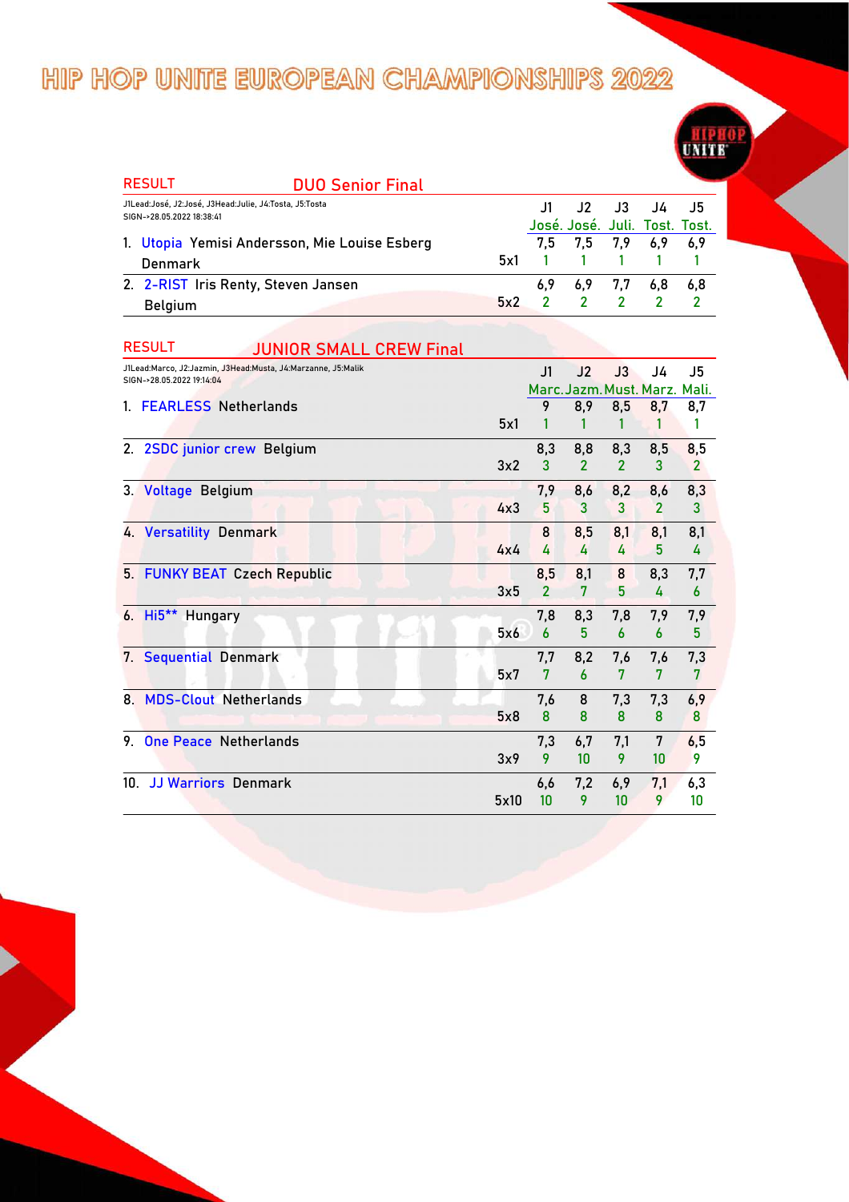# HIP HOP UNITE EUROPEAN CHAMPIONSHIPS 2022

## RESULT — DUO Senior Final

J1Lead:José, J2:José, J3Head:Julie, J4:Tosta, J5:Tosta
SIGN->28.05.2022 18:38:41

| Place | Team | Country | | J1 José. | J2 José. | J3 Juli. | J4 Tost. | J5 Tost. |
|---|---|---|---|---|---|---|---|---|
| 1. | Utopia Yemisi Andersson, Mie Louise Esberg | Denmark | 5x1 | 7,5 / 1 | 7,5 / 1 | 7,9 / 1 | 6,9 / 1 | 6,9 / 1 |
| 2. | 2-RIST Iris Renty, Steven Jansen | Belgium | 5x2 | 6,9 / 2 | 6,9 / 2 | 7,7 / 2 | 6,8 / 2 | 6,8 / 2 |

## RESULT — JUNIOR SMALL CREW Final

J1Lead:Marco, J2:Jazmin, J3Head:Musta, J4:Marzanne, J5:Malik
SIGN->28.05.2022 19:14:04

| Place | Team | Country | | J1 Marc. | J2 Jazm. | J3 Must. | J4 Marz. | J5 Mali. |
|---|---|---|---|---|---|---|---|---|
| 1. | FEARLESS | Netherlands | 5x1 | 9 / 1 | 8,9 / 1 | 8,5 / 1 | 8,7 / 1 | 8,7 / 1 |
| 2. | 2SDC junior crew | Belgium | 3x2 | 8,3 / 3 | 8,8 / 2 | 8,3 / 2 | 8,5 / 3 | 8,5 / 2 |
| 3. | Voltage | Belgium | 4x3 | 7,9 / 5 | 8,6 / 3 | 8,2 / 3 | 8,6 / 2 | 8,3 / 3 |
| 4. | Versatility | Denmark | 4x4 | 8 / 4 | 8,5 / 4 | 8,1 / 4 | 8,1 / 5 | 8,1 / 4 |
| 5. | FUNKY BEAT | Czech Republic | 3x5 | 8,5 / 2 | 8,1 / 7 | 8 / 5 | 8,3 / 4 | 7,7 / 6 |
| 6. | Hi5** | Hungary | 5x6 | 7,8 / 6 | 8,3 / 5 | 7,8 / 6 | 7,9 / 6 | 7,9 / 5 |
| 7. | Sequential | Denmark | 5x7 | 7,7 / 7 | 8,2 / 6 | 7,6 / 7 | 7,6 / 7 | 7,3 / 7 |
| 8. | MDS-Clout | Netherlands | 5x8 | 7,6 / 8 | 8 / 8 | 7,3 / 8 | 7,3 / 8 | 6,9 / 8 |
| 9. | One Peace | Netherlands | 3x9 | 7,3 / 9 | 6,7 / 10 | 7,1 / 9 | 7 / 10 | 6,5 / 9 |
| 10. | JJ Warriors | Denmark | 5x10 | 6,6 / 10 | 7,2 / 9 | 6,9 / 10 | 7,1 / 9 | 6,3 / 10 |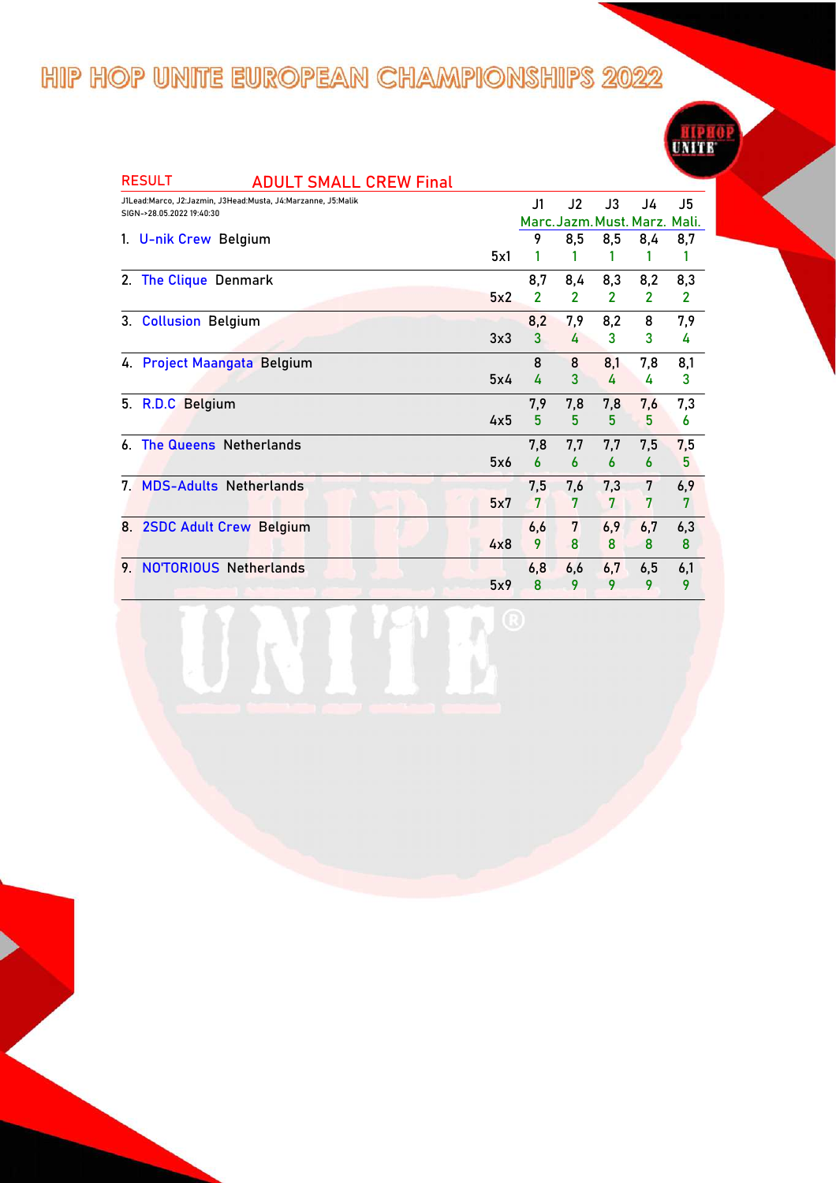# HIP HOP UNITE EUROPEAN CHAMPIONSHIPS 2022

## RESULT ADULT SMALL CREW Final

J1Lead:Marco, J2:Jazmin, J3Head:Musta, J4:Marzanne, J5:Malik
SIGN-->28.05.2022 19:40:30

| | | J1 Marc. | J2 Jazm. | J3 Must. | J4 Marz. | J5 Mali. |
|---|---|---|---|---|---|---|
| 1. U-nik Crew Belgium | | 9 | 8,5 | 8,5 | 8,4 | 8,7 |
| | 5x1 | 1 | 1 | 1 | 1 | 1 |
| 2. The Clique Denmark | | 8,7 | 8,4 | 8,3 | 8,2 | 8,3 |
| | 5x2 | 2 | 2 | 2 | 2 | 2 |
| 3. Collusion Belgium | | 8,2 | 7,9 | 8,2 | 8 | 7,9 |
| | 3x3 | 3 | 4 | 3 | 3 | 4 |
| 4. Project Maangata Belgium | | 8 | 8 | 8,1 | 7,8 | 8,1 |
| | 5x4 | 4 | 3 | 4 | 4 | 3 |
| 5. R.D.C Belgium | | 7,9 | 7,8 | 7,8 | 7,6 | 7,3 |
| | 4x5 | 5 | 5 | 5 | 5 | 6 |
| 6. The Queens Netherlands | | 7,8 | 7,7 | 7,7 | 7,5 | 7,5 |
| | 5x6 | 6 | 6 | 6 | 6 | 5 |
| 7. MDS-Adults Netherlands | | 7,5 | 7,6 | 7,3 | 7 | 6,9 |
| | 5x7 | 7 | 7 | 7 | 7 | 7 |
| 8. 2SDC Adult Crew Belgium | | 6,6 | 7 | 6,9 | 6,7 | 6,3 |
| | 4x8 | 9 | 8 | 8 | 8 | 8 |
| 9. NO'TORIOUS Netherlands | | 6,8 | 6,6 | 6,7 | 6,5 | 6,1 |
| | 5x9 | 8 | 9 | 9 | 9 | 9 |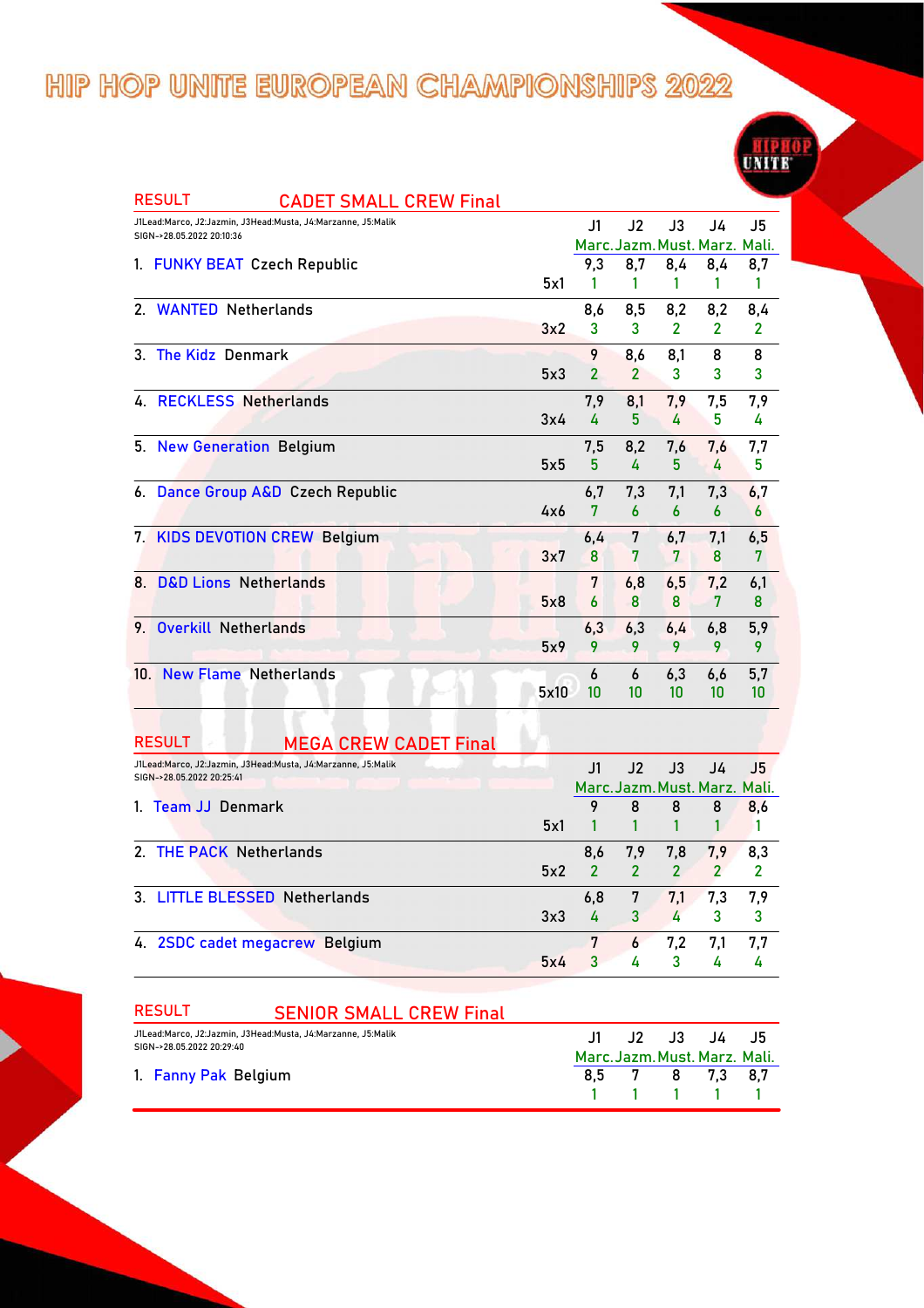# HIP HOP UNITE EUROPEAN CHAMPIONSHIPS 2022

## RESULT — CADET SMALL CREW Final

J1Lead:Marco, J2:Jazmin, J3Head:Musta, J4:Marzanne, J5:Malik
SIGN-->28.05.2022 20:10:36

| | | J1 Marc. | J2 Jazm. | J3 Must. | J4 Marz. | J5 Mali. |
|---|---|---|---|---|---|---|
| 1. FUNKY BEAT Czech Republic | | 9,3 | 8,7 | 8,4 | 8,4 | 8,7 |
| | 5x1 | 1 | 1 | 1 | 1 | 1 |
| 2. WANTED Netherlands | | 8,6 | 8,5 | 8,2 | 8,2 | 8,4 |
| | 3x2 | 3 | 3 | 2 | 2 | 2 |
| 3. The Kidz Denmark | | 9 | 8,6 | 8,1 | 8 | 8 |
| | 5x3 | 2 | 2 | 3 | 3 | 3 |
| 4. RECKLESS Netherlands | | 7,9 | 8,1 | 7,9 | 7,5 | 7,9 |
| | 3x4 | 4 | 5 | 4 | 5 | 4 |
| 5. New Generation Belgium | | 7,5 | 8,2 | 7,6 | 7,6 | 7,7 |
| | 5x5 | 5 | 4 | 5 | 4 | 5 |
| 6. Dance Group A&D Czech Republic | | 6,7 | 7,3 | 7,1 | 7,3 | 6,7 |
| | 4x6 | 7 | 6 | 6 | 6 | 6 |
| 7. KIDS DEVOTION CREW Belgium | | 6,4 | 7 | 6,7 | 7,1 | 6,5 |
| | 3x7 | 8 | 7 | 7 | 8 | 7 |
| 8. D&D Lions Netherlands | | 7 | 6,8 | 6,5 | 7,2 | 6,1 |
| | 5x8 | 6 | 8 | 8 | 7 | 8 |
| 9. Overkill Netherlands | | 6,3 | 6,3 | 6,4 | 6,8 | 5,9 |
| | 5x9 | 9 | 9 | 9 | 9 | 9 |
| 10. New Flame Netherlands | | 6 | 6 | 6,3 | 6,6 | 5,7 |
| | 5x10 | 10 | 10 | 10 | 10 | 10 |

## RESULT — MEGA CREW CADET Final

J1Lead:Marco, J2:Jazmin, J3Head:Musta, J4:Marzanne, J5:Malik
SIGN-->28.05.2022 20:25:41

| | | J1 Marc. | J2 Jazm. | J3 Must. | J4 Marz. | J5 Mali. |
|---|---|---|---|---|---|---|
| 1. Team JJ Denmark | | 9 | 8 | 8 | 8 | 8,6 |
| | 5x1 | 1 | 1 | 1 | 1 | 1 |
| 2. THE PACK Netherlands | | 8,6 | 7,9 | 7,8 | 7,9 | 8,3 |
| | 5x2 | 2 | 2 | 2 | 2 | 2 |
| 3. LITTLE BLESSED Netherlands | | 6,8 | 7 | 7,1 | 7,3 | 7,9 |
| | 3x3 | 4 | 3 | 4 | 3 | 3 |
| 4. 2SDC cadet megacrew Belgium | | 7 | 6 | 7,2 | 7,1 | 7,7 |
| | 5x4 | 3 | 4 | 3 | 4 | 4 |

## RESULT — SENIOR SMALL CREW Final

J1Lead:Marco, J2:Jazmin, J3Head:Musta, J4:Marzanne, J5:Malik
SIGN-->28.05.2022 20:29:40

| | | J1 Marc. | J2 Jazm. | J3 Must. | J4 Marz. | J5 Mali. |
|---|---|---|---|---|---|---|
| 1. Fanny Pak Belgium | | 8,5 | 7 | 8 | 7,3 | 8,7 |
| | | 1 | 1 | 1 | 1 | 1 |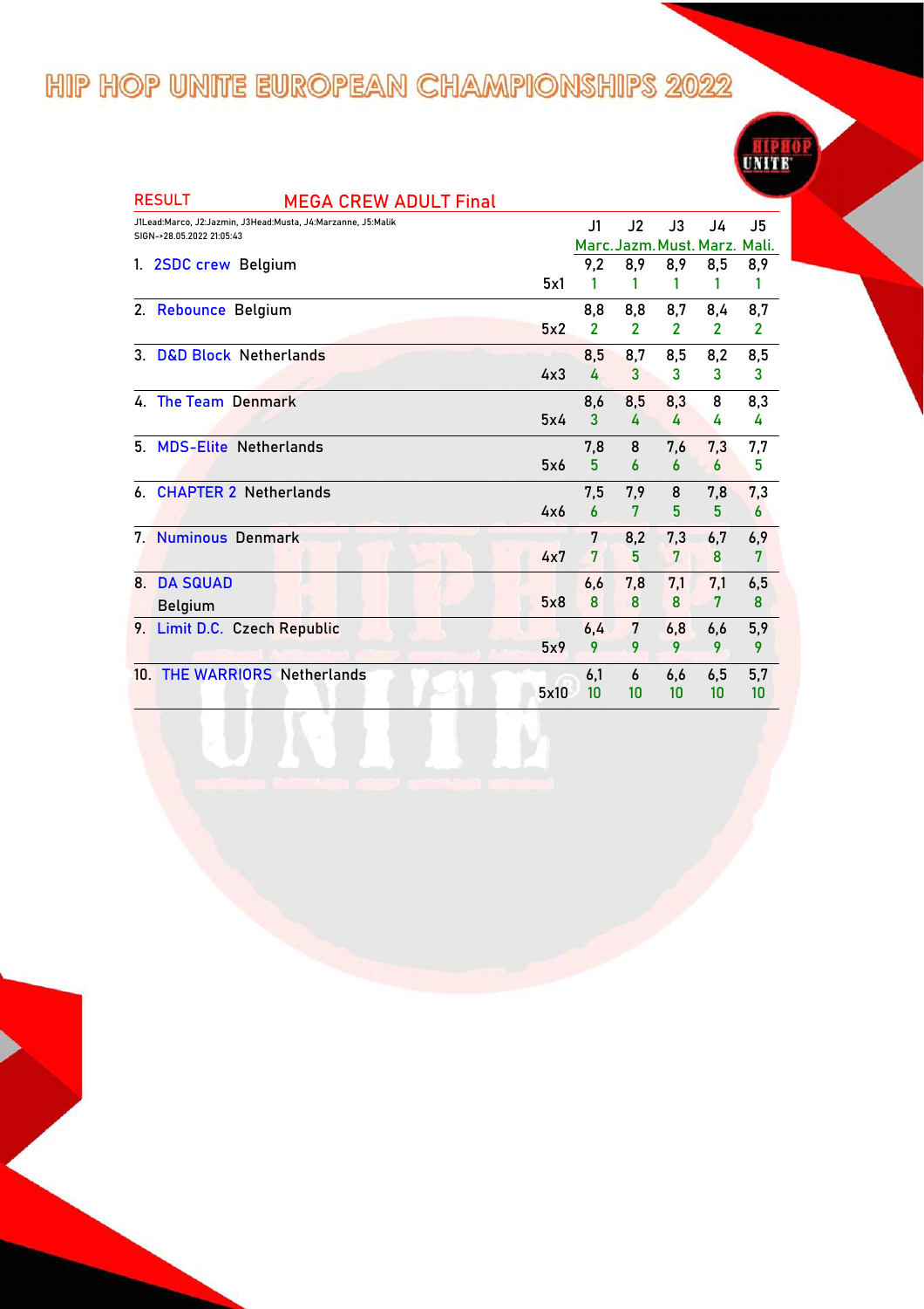# HIP HOP UNITE EUROPEAN CHAMPIONSHIPS 2022

RESULT MEGA CREW ADULT Final

J1Lead:Marco, J2:Jazmin, J3Head:Musta, J4:Marzanne, J5:Malik
SIGN-->28.05.2022 21:05:43

| | | J1 Marc. | J2 Jazm. | J3 Must. | J4 Marz. | J5 Mali. |
|---|---|---|---|---|---|---|
| 1. 2SDC crew Belgium | | 9,2 | 8,9 | 8,9 | 8,5 | 8,9 |
| | 5x1 | 1 | 1 | 1 | 1 | 1 |
| 2. Rebounce Belgium | | 8,8 | 8,8 | 8,7 | 8,4 | 8,7 |
| | 5x2 | 2 | 2 | 2 | 2 | 2 |
| 3. D&D Block Netherlands | | 8,5 | 8,7 | 8,5 | 8,2 | 8,5 |
| | 4x3 | 4 | 3 | 3 | 3 | 3 |
| 4. The Team Denmark | | 8,6 | 8,5 | 8,3 | 8 | 8,3 |
| | 5x4 | 3 | 4 | 4 | 4 | 4 |
| 5. MDS-Elite Netherlands | | 7,8 | 8 | 7,6 | 7,3 | 7,7 |
| | 5x6 | 5 | 6 | 6 | 6 | 5 |
| 6. CHAPTER 2 Netherlands | | 7,5 | 7,9 | 8 | 7,8 | 7,3 |
| | 4x6 | 6 | 7 | 5 | 5 | 6 |
| 7. Numinous Denmark | | 7 | 8,2 | 7,3 | 6,7 | 6,9 |
| | 4x7 | 7 | 5 | 7 | 8 | 7 |
| 8. DA SQUAD Belgium | | 6,6 | 7,8 | 7,1 | 7,1 | 6,5 |
| | 5x8 | 8 | 8 | 8 | 7 | 8 |
| 9. Limit D.C. Czech Republic | | 6,4 | 7 | 6,8 | 6,6 | 5,9 |
| | 5x9 | 9 | 9 | 9 | 9 | 9 |
| 10. THE WARRIORS Netherlands | | 6,1 | 6 | 6,6 | 6,5 | 5,7 |
| | 5x10 | 10 | 10 | 10 | 10 | 10 |